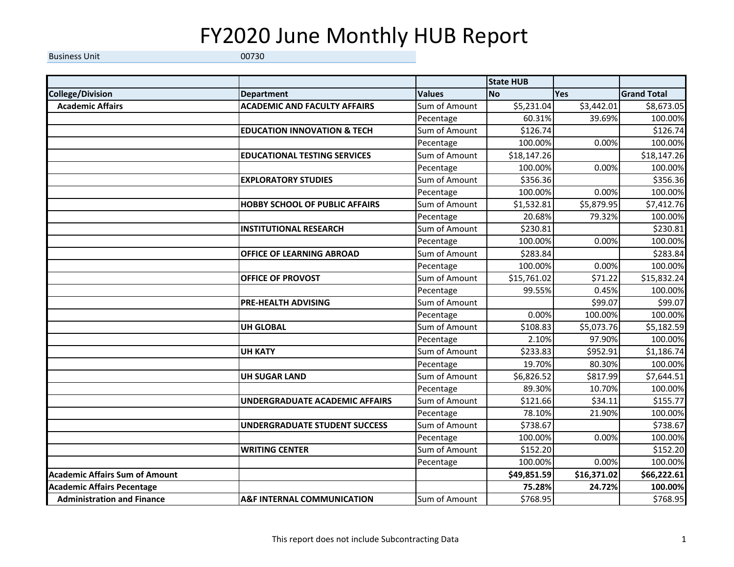# FY2020 June Monthly HUB Report

| Business Unit | 00730 |
|---|---|

| | | | State HUB | | |
|---|---|---|---|---|---|
| **College/Division** | **Department** | **Values** | **No** | **Yes** | **Grand Total** |
| **Academic Affairs** | **ACADEMIC AND FACULTY AFFAIRS** | Sum of Amount | $5,231.04 | $3,442.01 | $8,673.05 |
| | | Pecentage | 60.31% | 39.69% | 100.00% |
| | **EDUCATION INNOVATION & TECH** | Sum of Amount | $126.74 | | $126.74 |
| | | Pecentage | 100.00% | 0.00% | 100.00% |
| | **EDUCATIONAL TESTING SERVICES** | Sum of Amount | $18,147.26 | | $18,147.26 |
| | | Pecentage | 100.00% | 0.00% | 100.00% |
| | **EXPLORATORY STUDIES** | Sum of Amount | $356.36 | | $356.36 |
| | | Pecentage | 100.00% | 0.00% | 100.00% |
| | **HOBBY SCHOOL OF PUBLIC AFFAIRS** | Sum of Amount | $1,532.81 | $5,879.95 | $7,412.76 |
| | | Pecentage | 20.68% | 79.32% | 100.00% |
| | **INSTITUTIONAL RESEARCH** | Sum of Amount | $230.81 | | $230.81 |
| | | Pecentage | 100.00% | 0.00% | 100.00% |
| | **OFFICE OF LEARNING ABROAD** | Sum of Amount | $283.84 | | $283.84 |
| | | Pecentage | 100.00% | 0.00% | 100.00% |
| | **OFFICE OF PROVOST** | Sum of Amount | $15,761.02 | $71.22 | $15,832.24 |
| | | Pecentage | 99.55% | 0.45% | 100.00% |
| | **PRE-HEALTH ADVISING** | Sum of Amount | | $99.07 | $99.07 |
| | | Pecentage | 0.00% | 100.00% | 100.00% |
| | **UH GLOBAL** | Sum of Amount | $108.83 | $5,073.76 | $5,182.59 |
| | | Pecentage | 2.10% | 97.90% | 100.00% |
| | **UH KATY** | Sum of Amount | $233.83 | $952.91 | $1,186.74 |
| | | Pecentage | 19.70% | 80.30% | 100.00% |
| | **UH SUGAR LAND** | Sum of Amount | $6,826.52 | $817.99 | $7,644.51 |
| | | Pecentage | 89.30% | 10.70% | 100.00% |
| | **UNDERGRADUATE ACADEMIC AFFAIRS** | Sum of Amount | $121.66 | $34.11 | $155.77 |
| | | Pecentage | 78.10% | 21.90% | 100.00% |
| | **UNDERGRADUATE STUDENT SUCCESS** | Sum of Amount | $738.67 | | $738.67 |
| | | Pecentage | 100.00% | 0.00% | 100.00% |
| | **WRITING CENTER** | Sum of Amount | $152.20 | | $152.20 |
| | | Pecentage | 100.00% | 0.00% | 100.00% |
| **Academic Affairs Sum of Amount** | | | **$49,851.59** | **$16,371.02** | **$66,222.61** |
| **Academic Affairs Pecentage** | | | **75.28%** | **24.72%** | **100.00%** |
| **Administration and Finance** | **A&F INTERNAL COMMUNICATION** | Sum of Amount | $768.95 | | $768.95 |

This report does not include Subcontracting Data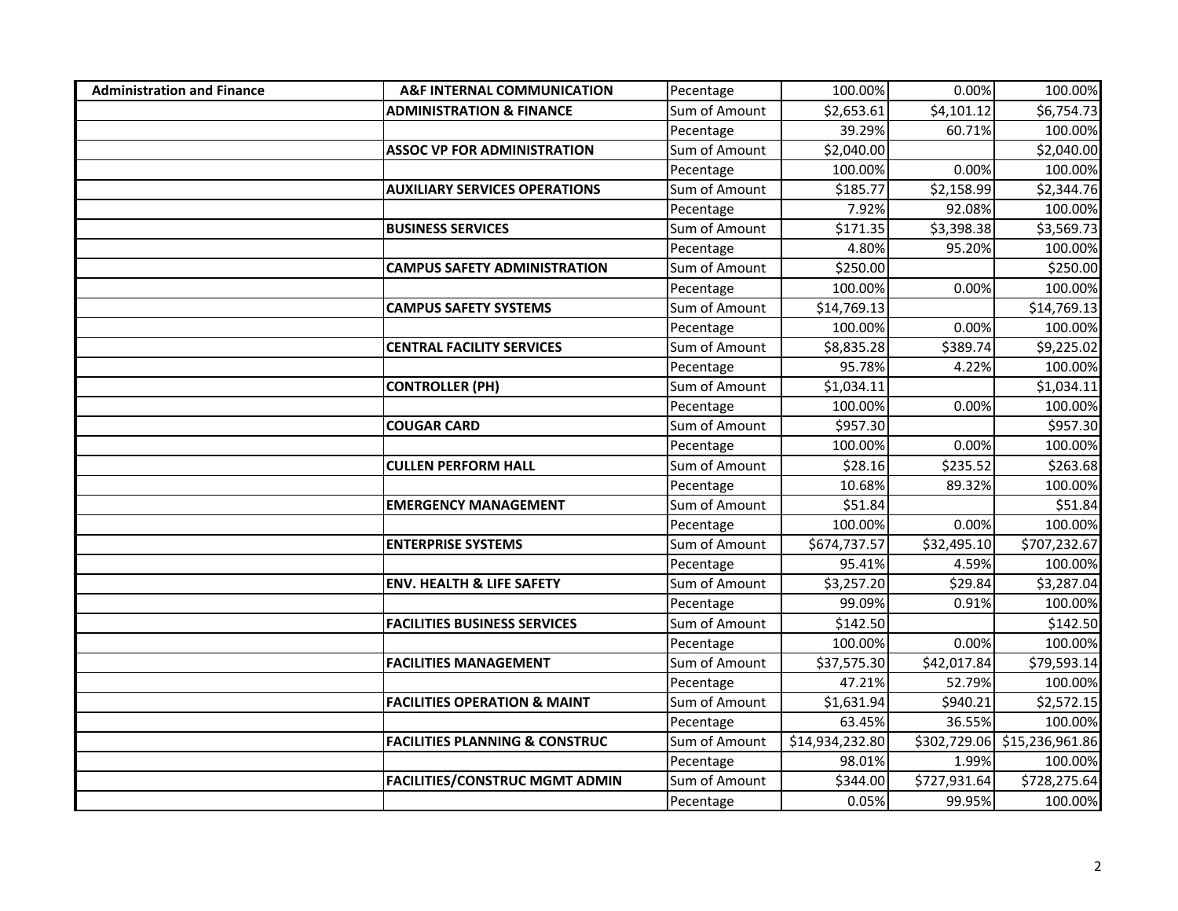| Administration and Finance | A&F INTERNAL COMMUNICATION | Pecentage | 100.00% | 0.00% | 100.00% |
|---|---|---|---|---|---|
| | **ADMINISTRATION & FINANCE** | Sum of Amount | $2,653.61 | $4,101.12 | $6,754.73 |
| | | Pecentage | 39.29% | 60.71% | 100.00% |
| | **ASSOC VP FOR ADMINISTRATION** | Sum of Amount | $2,040.00 | | $2,040.00 |
| | | Pecentage | 100.00% | 0.00% | 100.00% |
| | **AUXILIARY SERVICES OPERATIONS** | Sum of Amount | $185.77 | $2,158.99 | $2,344.76 |
| | | Pecentage | 7.92% | 92.08% | 100.00% |
| | **BUSINESS SERVICES** | Sum of Amount | $171.35 | $3,398.38 | $3,569.73 |
| | | Pecentage | 4.80% | 95.20% | 100.00% |
| | **CAMPUS SAFETY ADMINISTRATION** | Sum of Amount | $250.00 | | $250.00 |
| | | Pecentage | 100.00% | 0.00% | 100.00% |
| | **CAMPUS SAFETY SYSTEMS** | Sum of Amount | $14,769.13 | | $14,769.13 |
| | | Pecentage | 100.00% | 0.00% | 100.00% |
| | **CENTRAL FACILITY SERVICES** | Sum of Amount | $8,835.28 | $389.74 | $9,225.02 |
| | | Pecentage | 95.78% | 4.22% | 100.00% |
| | **CONTROLLER (PH)** | Sum of Amount | $1,034.11 | | $1,034.11 |
| | | Pecentage | 100.00% | 0.00% | 100.00% |
| | **COUGAR CARD** | Sum of Amount | $957.30 | | $957.30 |
| | | Pecentage | 100.00% | 0.00% | 100.00% |
| | **CULLEN PERFORM HALL** | Sum of Amount | $28.16 | $235.52 | $263.68 |
| | | Pecentage | 10.68% | 89.32% | 100.00% |
| | **EMERGENCY MANAGEMENT** | Sum of Amount | $51.84 | | $51.84 |
| | | Pecentage | 100.00% | 0.00% | 100.00% |
| | **ENTERPRISE SYSTEMS** | Sum of Amount | $674,737.57 | $32,495.10 | $707,232.67 |
| | | Pecentage | 95.41% | 4.59% | 100.00% |
| | **ENV. HEALTH & LIFE SAFETY** | Sum of Amount | $3,257.20 | $29.84 | $3,287.04 |
| | | Pecentage | 99.09% | 0.91% | 100.00% |
| | **FACILITIES BUSINESS SERVICES** | Sum of Amount | $142.50 | | $142.50 |
| | | Pecentage | 100.00% | 0.00% | 100.00% |
| | **FACILITIES MANAGEMENT** | Sum of Amount | $37,575.30 | $42,017.84 | $79,593.14 |
| | | Pecentage | 47.21% | 52.79% | 100.00% |
| | **FACILITIES OPERATION & MAINT** | Sum of Amount | $1,631.94 | $940.21 | $2,572.15 |
| | | Pecentage | 63.45% | 36.55% | 100.00% |
| | **FACILITIES PLANNING & CONSTRUC** | Sum of Amount | $14,934,232.80 | $302,729.06 | $15,236,961.86 |
| | | Pecentage | 98.01% | 1.99% | 100.00% |
| | **FACILITIES/CONSTRUC MGMT ADMIN** | Sum of Amount | $344.00 | $727,931.64 | $728,275.64 |
| | | Pecentage | 0.05% | 99.95% | 100.00% |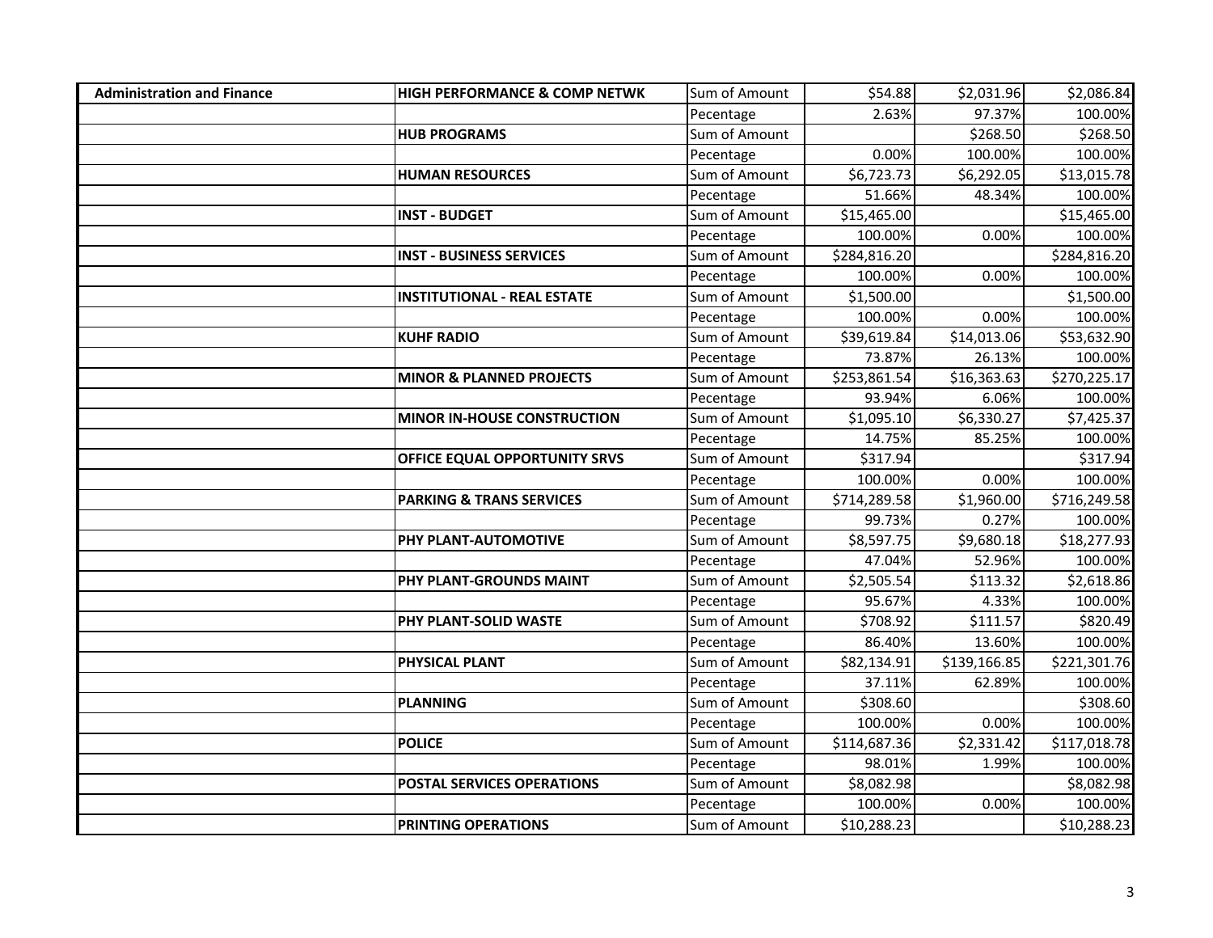| | | | | | |
|---|---|---|---|---|---|
| **Administration and Finance** | **HIGH PERFORMANCE & COMP NETWK** | Sum of Amount | $54.88 | $2,031.96 | $2,086.84 |
| | | Pecentage | 2.63% | 97.37% | 100.00% |
| | **HUB PROGRAMS** | Sum of Amount | | $268.50 | $268.50 |
| | | Pecentage | 0.00% | 100.00% | 100.00% |
| | **HUMAN RESOURCES** | Sum of Amount | $6,723.73 | $6,292.05 | $13,015.78 |
| | | Pecentage | 51.66% | 48.34% | 100.00% |
| | **INST - BUDGET** | Sum of Amount | $15,465.00 | | $15,465.00 |
| | | Pecentage | 100.00% | 0.00% | 100.00% |
| | **INST - BUSINESS SERVICES** | Sum of Amount | $284,816.20 | | $284,816.20 |
| | | Pecentage | 100.00% | 0.00% | 100.00% |
| | **INSTITUTIONAL - REAL ESTATE** | Sum of Amount | $1,500.00 | | $1,500.00 |
| | | Pecentage | 100.00% | 0.00% | 100.00% |
| | **KUHF RADIO** | Sum of Amount | $39,619.84 | $14,013.06 | $53,632.90 |
| | | Pecentage | 73.87% | 26.13% | 100.00% |
| | **MINOR & PLANNED PROJECTS** | Sum of Amount | $253,861.54 | $16,363.63 | $270,225.17 |
| | | Pecentage | 93.94% | 6.06% | 100.00% |
| | **MINOR IN-HOUSE CONSTRUCTION** | Sum of Amount | $1,095.10 | $6,330.27 | $7,425.37 |
| | | Pecentage | 14.75% | 85.25% | 100.00% |
| | **OFFICE EQUAL OPPORTUNITY SRVS** | Sum of Amount | $317.94 | | $317.94 |
| | | Pecentage | 100.00% | 0.00% | 100.00% |
| | **PARKING & TRANS SERVICES** | Sum of Amount | $714,289.58 | $1,960.00 | $716,249.58 |
| | | Pecentage | 99.73% | 0.27% | 100.00% |
| | **PHY PLANT-AUTOMOTIVE** | Sum of Amount | $8,597.75 | $9,680.18 | $18,277.93 |
| | | Pecentage | 47.04% | 52.96% | 100.00% |
| | **PHY PLANT-GROUNDS MAINT** | Sum of Amount | $2,505.54 | $113.32 | $2,618.86 |
| | | Pecentage | 95.67% | 4.33% | 100.00% |
| | **PHY PLANT-SOLID WASTE** | Sum of Amount | $708.92 | $111.57 | $820.49 |
| | | Pecentage | 86.40% | 13.60% | 100.00% |
| | **PHYSICAL PLANT** | Sum of Amount | $82,134.91 | $139,166.85 | $221,301.76 |
| | | Pecentage | 37.11% | 62.89% | 100.00% |
| | **PLANNING** | Sum of Amount | $308.60 | | $308.60 |
| | | Pecentage | 100.00% | 0.00% | 100.00% |
| | **POLICE** | Sum of Amount | $114,687.36 | $2,331.42 | $117,018.78 |
| | | Pecentage | 98.01% | 1.99% | 100.00% |
| | **POSTAL SERVICES OPERATIONS** | Sum of Amount | $8,082.98 | | $8,082.98 |
| | | Pecentage | 100.00% | 0.00% | 100.00% |
| | **PRINTING OPERATIONS** | Sum of Amount | $10,288.23 | | $10,288.23 |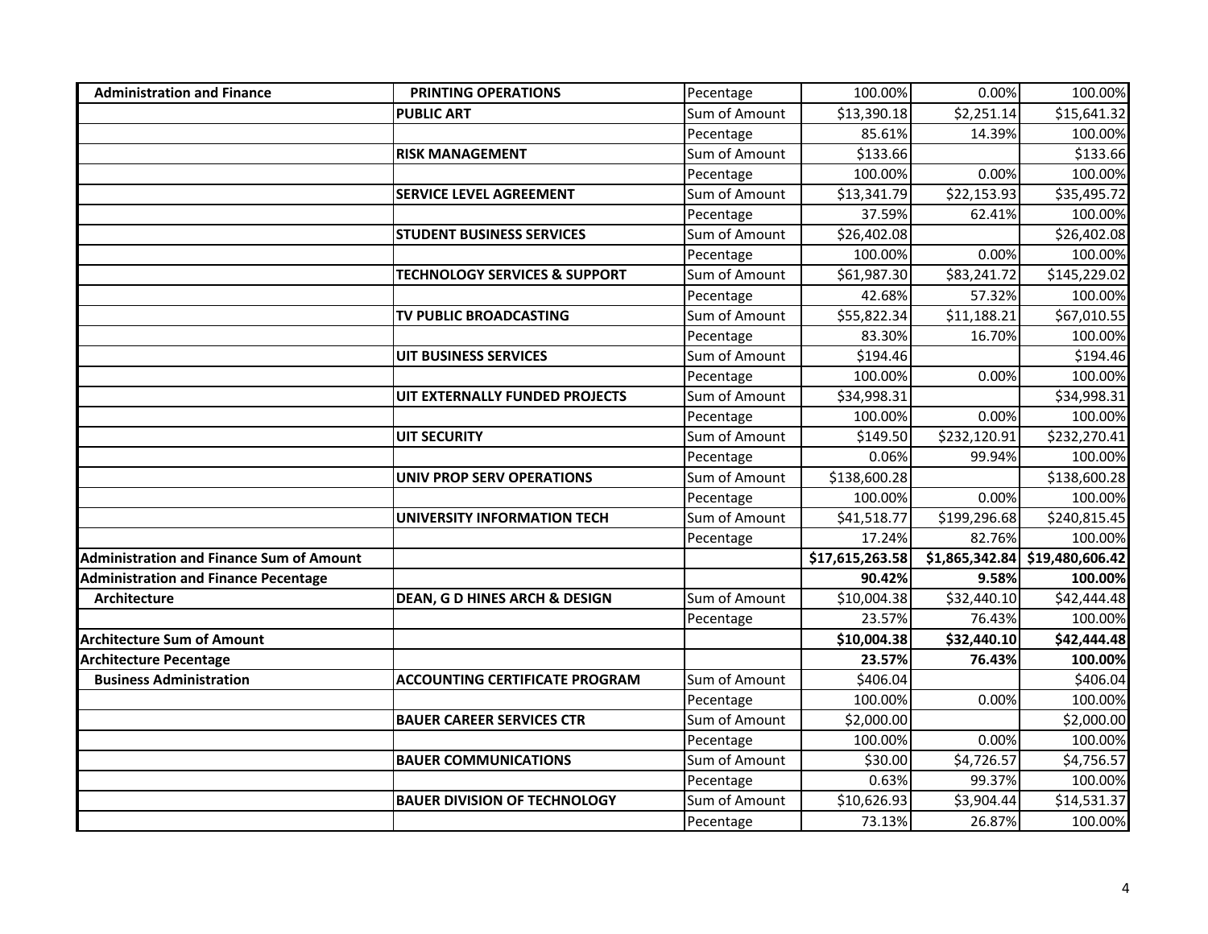| Administration and Finance | PRINTING OPERATIONS | Pecentage | 100.00% | 0.00% | 100.00% |
|---|---|---|---|---|---|
| | **PUBLIC ART** | Sum of Amount | $13,390.18 | $2,251.14 | $15,641.32 |
| | | Pecentage | 85.61% | 14.39% | 100.00% |
| | **RISK MANAGEMENT** | Sum of Amount | $133.66 | | $133.66 |
| | | Pecentage | 100.00% | 0.00% | 100.00% |
| | **SERVICE LEVEL AGREEMENT** | Sum of Amount | $13,341.79 | $22,153.93 | $35,495.72 |
| | | Pecentage | 37.59% | 62.41% | 100.00% |
| | **STUDENT BUSINESS SERVICES** | Sum of Amount | $26,402.08 | | $26,402.08 |
| | | Pecentage | 100.00% | 0.00% | 100.00% |
| | **TECHNOLOGY SERVICES & SUPPORT** | Sum of Amount | $61,987.30 | $83,241.72 | $145,229.02 |
| | | Pecentage | 42.68% | 57.32% | 100.00% |
| | **TV PUBLIC BROADCASTING** | Sum of Amount | $55,822.34 | $11,188.21 | $67,010.55 |
| | | Pecentage | 83.30% | 16.70% | 100.00% |
| | **UIT BUSINESS SERVICES** | Sum of Amount | $194.46 | | $194.46 |
| | | Pecentage | 100.00% | 0.00% | 100.00% |
| | **UIT EXTERNALLY FUNDED PROJECTS** | Sum of Amount | $34,998.31 | | $34,998.31 |
| | | Pecentage | 100.00% | 0.00% | 100.00% |
| | **UIT SECURITY** | Sum of Amount | $149.50 | $232,120.91 | $232,270.41 |
| | | Pecentage | 0.06% | 99.94% | 100.00% |
| | **UNIV PROP SERV OPERATIONS** | Sum of Amount | $138,600.28 | | $138,600.28 |
| | | Pecentage | 100.00% | 0.00% | 100.00% |
| | **UNIVERSITY INFORMATION TECH** | Sum of Amount | $41,518.77 | $199,296.68 | $240,815.45 |
| | | Pecentage | 17.24% | 82.76% | 100.00% |
| **Administration and Finance Sum of Amount** | | | **$17,615,263.58** | **$1,865,342.84** | **$19,480,606.42** |
| **Administration and Finance Pecentage** | | | **90.42%** | **9.58%** | **100.00%** |
| **Architecture** | **DEAN, G D HINES ARCH & DESIGN** | Sum of Amount | $10,004.38 | $32,440.10 | $42,444.48 |
| | | Pecentage | 23.57% | 76.43% | 100.00% |
| **Architecture Sum of Amount** | | | **$10,004.38** | **$32,440.10** | **$42,444.48** |
| **Architecture Pecentage** | | | **23.57%** | **76.43%** | **100.00%** |
| **Business Administration** | **ACCOUNTING CERTIFICATE PROGRAM** | Sum of Amount | $406.04 | | $406.04 |
| | | Pecentage | 100.00% | 0.00% | 100.00% |
| | **BAUER CAREER SERVICES CTR** | Sum of Amount | $2,000.00 | | $2,000.00 |
| | | Pecentage | 100.00% | 0.00% | 100.00% |
| | **BAUER COMMUNICATIONS** | Sum of Amount | $30.00 | $4,726.57 | $4,756.57 |
| | | Pecentage | 0.63% | 99.37% | 100.00% |
| | **BAUER DIVISION OF TECHNOLOGY** | Sum of Amount | $10,626.93 | $3,904.44 | $14,531.37 |
| | | Pecentage | 73.13% | 26.87% | 100.00% |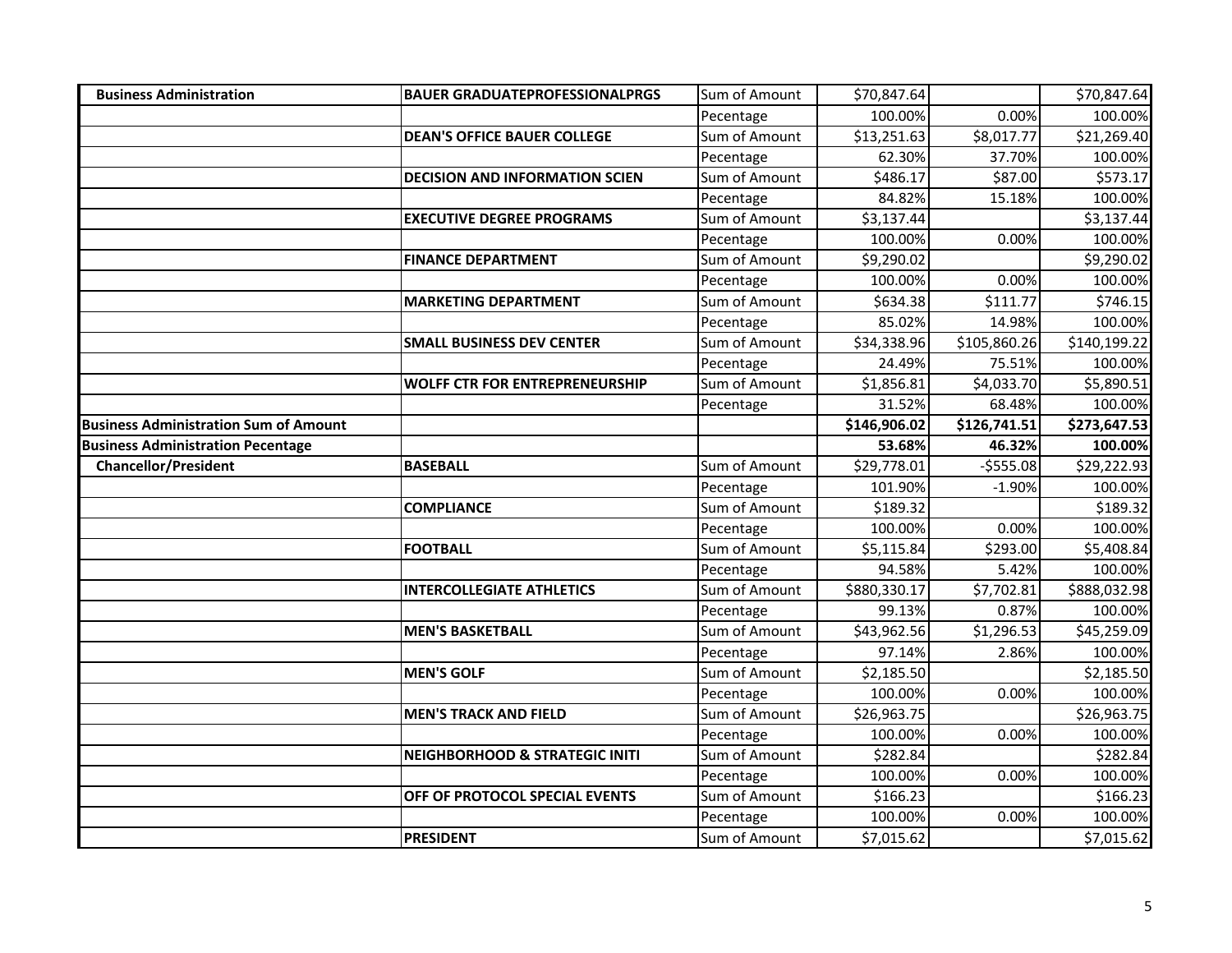| | | | | | |
|---|---|---|---|---|---|
| **Business Administration** | **BAUER GRADUATEPROFESSIONALPRGS** | Sum of Amount | $70,847.64 | | $70,847.64 |
| | | Pecentage | 100.00% | 0.00% | 100.00% |
| | **DEAN'S OFFICE BAUER COLLEGE** | Sum of Amount | $13,251.63 | $8,017.77 | $21,269.40 |
| | | Pecentage | 62.30% | 37.70% | 100.00% |
| | **DECISION AND INFORMATION SCIEN** | Sum of Amount | $486.17 | $87.00 | $573.17 |
| | | Pecentage | 84.82% | 15.18% | 100.00% |
| | **EXECUTIVE DEGREE PROGRAMS** | Sum of Amount | $3,137.44 | | $3,137.44 |
| | | Pecentage | 100.00% | 0.00% | 100.00% |
| | **FINANCE DEPARTMENT** | Sum of Amount | $9,290.02 | | $9,290.02 |
| | | Pecentage | 100.00% | 0.00% | 100.00% |
| | **MARKETING DEPARTMENT** | Sum of Amount | $634.38 | $111.77 | $746.15 |
| | | Pecentage | 85.02% | 14.98% | 100.00% |
| | **SMALL BUSINESS DEV CENTER** | Sum of Amount | $34,338.96 | $105,860.26 | $140,199.22 |
| | | Pecentage | 24.49% | 75.51% | 100.00% |
| | **WOLFF CTR FOR ENTREPRENEURSHIP** | Sum of Amount | $1,856.81 | $4,033.70 | $5,890.51 |
| | | Pecentage | 31.52% | 68.48% | 100.00% |
| **Business Administration Sum of Amount** | | | **$146,906.02** | **$126,741.51** | **$273,647.53** |
| **Business Administration Pecentage** | | | **53.68%** | **46.32%** | **100.00%** |
| **Chancellor/President** | **BASEBALL** | Sum of Amount | $29,778.01 | -$555.08 | $29,222.93 |
| | | Pecentage | 101.90% | -1.90% | 100.00% |
| | **COMPLIANCE** | Sum of Amount | $189.32 | | $189.32 |
| | | Pecentage | 100.00% | 0.00% | 100.00% |
| | **FOOTBALL** | Sum of Amount | $5,115.84 | $293.00 | $5,408.84 |
| | | Pecentage | 94.58% | 5.42% | 100.00% |
| | **INTERCOLLEGIATE ATHLETICS** | Sum of Amount | $880,330.17 | $7,702.81 | $888,032.98 |
| | | Pecentage | 99.13% | 0.87% | 100.00% |
| | **MEN'S BASKETBALL** | Sum of Amount | $43,962.56 | $1,296.53 | $45,259.09 |
| | | Pecentage | 97.14% | 2.86% | 100.00% |
| | **MEN'S GOLF** | Sum of Amount | $2,185.50 | | $2,185.50 |
| | | Pecentage | 100.00% | 0.00% | 100.00% |
| | **MEN'S TRACK AND FIELD** | Sum of Amount | $26,963.75 | | $26,963.75 |
| | | Pecentage | 100.00% | 0.00% | 100.00% |
| | **NEIGHBORHOOD & STRATEGIC INITI** | Sum of Amount | $282.84 | | $282.84 |
| | | Pecentage | 100.00% | 0.00% | 100.00% |
| | **OFF OF PROTOCOL SPECIAL EVENTS** | Sum of Amount | $166.23 | | $166.23 |
| | | Pecentage | 100.00% | 0.00% | 100.00% |
| | **PRESIDENT** | Sum of Amount | $7,015.62 | | $7,015.62 |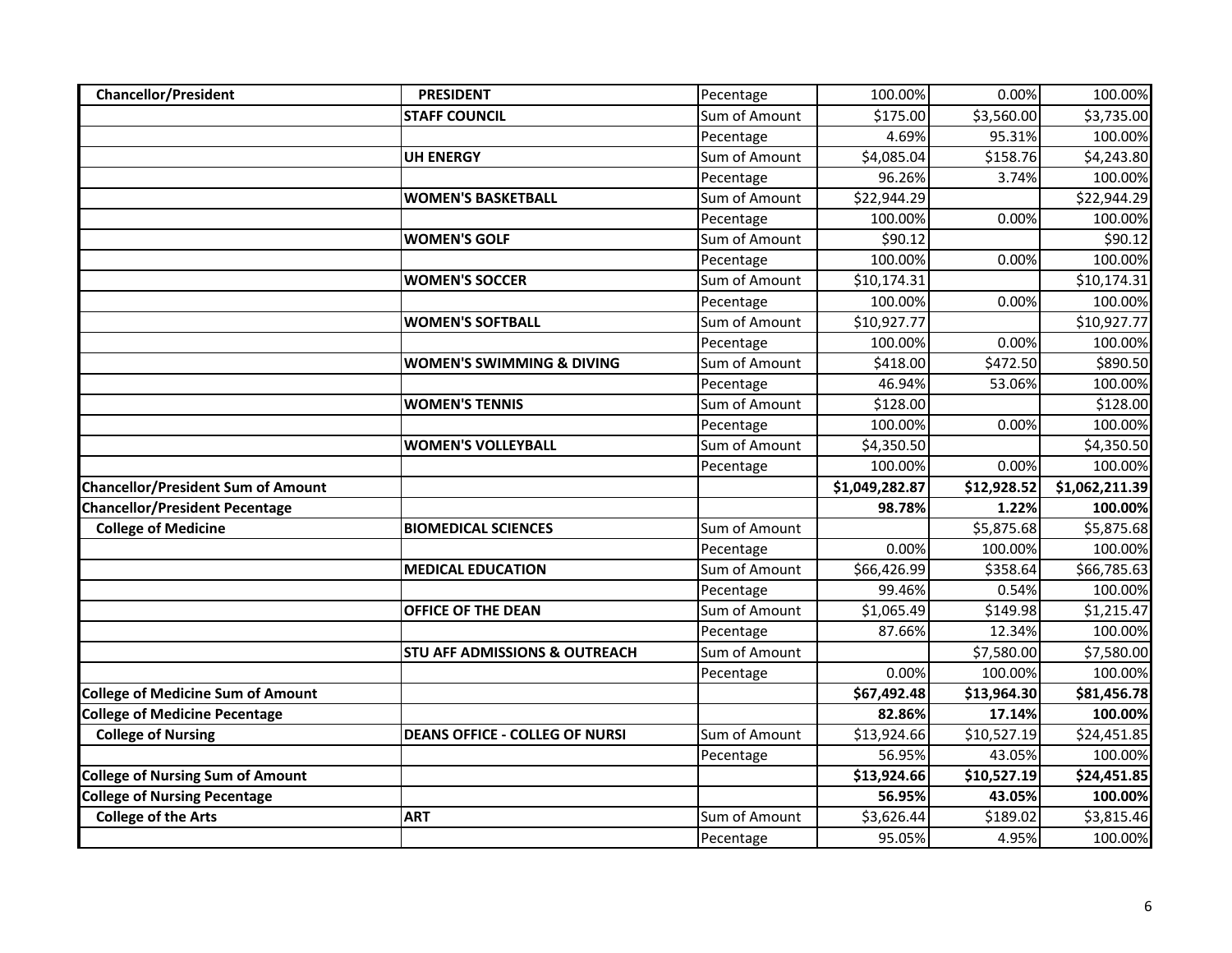| Chancellor/President | PRESIDENT | Pecentage | 100.00% | 0.00% | 100.00% |
|---|---|---|---|---|---|
| | STAFF COUNCIL | Sum of Amount | $175.00 | $3,560.00 | $3,735.00 |
| | | Pecentage | 4.69% | 95.31% | 100.00% |
| | UH ENERGY | Sum of Amount | $4,085.04 | $158.76 | $4,243.80 |
| | | Pecentage | 96.26% | 3.74% | 100.00% |
| | WOMEN'S BASKETBALL | Sum of Amount | $22,944.29 | | $22,944.29 |
| | | Pecentage | 100.00% | 0.00% | 100.00% |
| | WOMEN'S GOLF | Sum of Amount | $90.12 | | $90.12 |
| | | Pecentage | 100.00% | 0.00% | 100.00% |
| | WOMEN'S SOCCER | Sum of Amount | $10,174.31 | | $10,174.31 |
| | | Pecentage | 100.00% | 0.00% | 100.00% |
| | WOMEN'S SOFTBALL | Sum of Amount | $10,927.77 | | $10,927.77 |
| | | Pecentage | 100.00% | 0.00% | 100.00% |
| | WOMEN'S SWIMMING & DIVING | Sum of Amount | $418.00 | $472.50 | $890.50 |
| | | Pecentage | 46.94% | 53.06% | 100.00% |
| | WOMEN'S TENNIS | Sum of Amount | $128.00 | | $128.00 |
| | | Pecentage | 100.00% | 0.00% | 100.00% |
| | WOMEN'S VOLLEYBALL | Sum of Amount | $4,350.50 | | $4,350.50 |
| | | Pecentage | 100.00% | 0.00% | 100.00% |
| **Chancellor/President Sum of Amount** | | | **$1,049,282.87** | **$12,928.52** | **$1,062,211.39** |
| **Chancellor/President Pecentage** | | | **98.78%** | **1.22%** | **100.00%** |
| College of Medicine | BIOMEDICAL SCIENCES | Sum of Amount | | $5,875.68 | $5,875.68 |
| | | Pecentage | 0.00% | 100.00% | 100.00% |
| | MEDICAL EDUCATION | Sum of Amount | $66,426.99 | $358.64 | $66,785.63 |
| | | Pecentage | 99.46% | 0.54% | 100.00% |
| | OFFICE OF THE DEAN | Sum of Amount | $1,065.49 | $149.98 | $1,215.47 |
| | | Pecentage | 87.66% | 12.34% | 100.00% |
| | STU AFF ADMISSIONS & OUTREACH | Sum of Amount | | $7,580.00 | $7,580.00 |
| | | Pecentage | 0.00% | 100.00% | 100.00% |
| **College of Medicine Sum of Amount** | | | **$67,492.48** | **$13,964.30** | **$81,456.78** |
| **College of Medicine Pecentage** | | | **82.86%** | **17.14%** | **100.00%** |
| College of Nursing | DEANS OFFICE - COLLEG OF NURSI | Sum of Amount | $13,924.66 | $10,527.19 | $24,451.85 |
| | | Pecentage | 56.95% | 43.05% | 100.00% |
| **College of Nursing Sum of Amount** | | | **$13,924.66** | **$10,527.19** | **$24,451.85** |
| **College of Nursing Pecentage** | | | **56.95%** | **43.05%** | **100.00%** |
| College of the Arts | ART | Sum of Amount | $3,626.44 | $189.02 | $3,815.46 |
| | | Pecentage | 95.05% | 4.95% | 100.00% |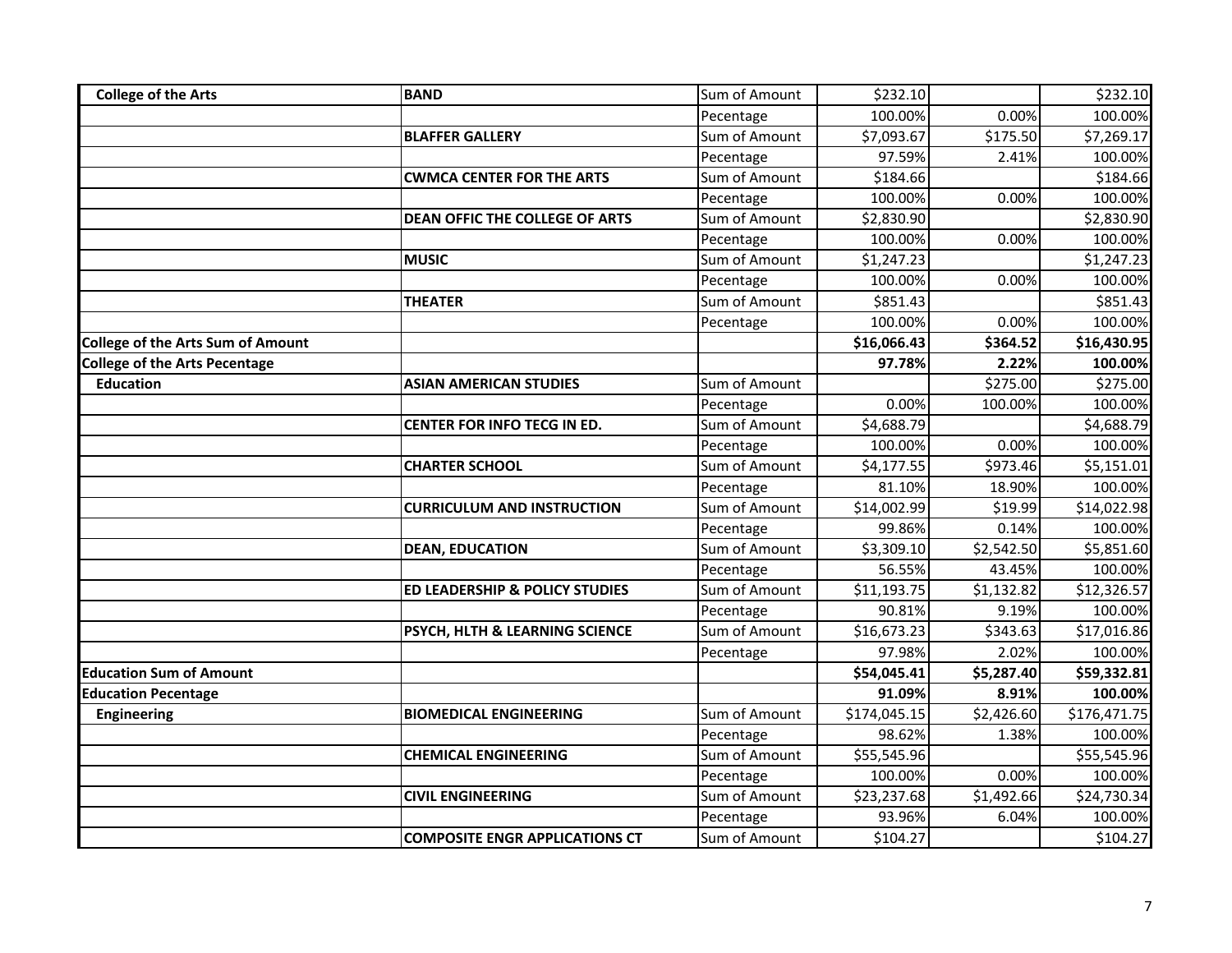| College of the Arts | BAND | Sum of Amount | $232.10 | | $232.10 |
|---|---|---|---|---|---|
| | | Pecentage | 100.00% | 0.00% | 100.00% |
| | BLAFFER GALLERY | Sum of Amount | $7,093.67 | $175.50 | $7,269.17 |
| | | Pecentage | 97.59% | 2.41% | 100.00% |
| | CWMCA CENTER FOR THE ARTS | Sum of Amount | $184.66 | | $184.66 |
| | | Pecentage | 100.00% | 0.00% | 100.00% |
| | DEAN OFFIC THE COLLEGE OF ARTS | Sum of Amount | $2,830.90 | | $2,830.90 |
| | | Pecentage | 100.00% | 0.00% | 100.00% |
| | MUSIC | Sum of Amount | $1,247.23 | | $1,247.23 |
| | | Pecentage | 100.00% | 0.00% | 100.00% |
| | THEATER | Sum of Amount | $851.43 | | $851.43 |
| | | Pecentage | 100.00% | 0.00% | 100.00% |
| **College of the Arts Sum of Amount** | | | **$16,066.43** | **$364.52** | **$16,430.95** |
| **College of the Arts Pecentage** | | | **97.78%** | **2.22%** | **100.00%** |
| **Education** | **ASIAN AMERICAN STUDIES** | Sum of Amount | | $275.00 | $275.00 |
| | | Pecentage | 0.00% | 100.00% | 100.00% |
| | **CENTER FOR INFO TECG IN ED.** | Sum of Amount | $4,688.79 | | $4,688.79 |
| | | Pecentage | 100.00% | 0.00% | 100.00% |
| | **CHARTER SCHOOL** | Sum of Amount | $4,177.55 | $973.46 | $5,151.01 |
| | | Pecentage | 81.10% | 18.90% | 100.00% |
| | **CURRICULUM AND INSTRUCTION** | Sum of Amount | $14,002.99 | $19.99 | $14,022.98 |
| | | Pecentage | 99.86% | 0.14% | 100.00% |
| | **DEAN, EDUCATION** | Sum of Amount | $3,309.10 | $2,542.50 | $5,851.60 |
| | | Pecentage | 56.55% | 43.45% | 100.00% |
| | **ED LEADERSHIP & POLICY STUDIES** | Sum of Amount | $11,193.75 | $1,132.82 | $12,326.57 |
| | | Pecentage | 90.81% | 9.19% | 100.00% |
| | **PSYCH, HLTH & LEARNING SCIENCE** | Sum of Amount | $16,673.23 | $343.63 | $17,016.86 |
| | | Pecentage | 97.98% | 2.02% | 100.00% |
| **Education Sum of Amount** | | | **$54,045.41** | **$5,287.40** | **$59,332.81** |
| **Education Pecentage** | | | **91.09%** | **8.91%** | **100.00%** |
| **Engineering** | **BIOMEDICAL ENGINEERING** | Sum of Amount | $174,045.15 | $2,426.60 | $176,471.75 |
| | | Pecentage | 98.62% | 1.38% | 100.00% |
| | **CHEMICAL ENGINEERING** | Sum of Amount | $55,545.96 | | $55,545.96 |
| | | Pecentage | 100.00% | 0.00% | 100.00% |
| | **CIVIL ENGINEERING** | Sum of Amount | $23,237.68 | $1,492.66 | $24,730.34 |
| | | Pecentage | 93.96% | 6.04% | 100.00% |
| | **COMPOSITE ENGR APPLICATIONS CT** | Sum of Amount | $104.27 | | $104.27 |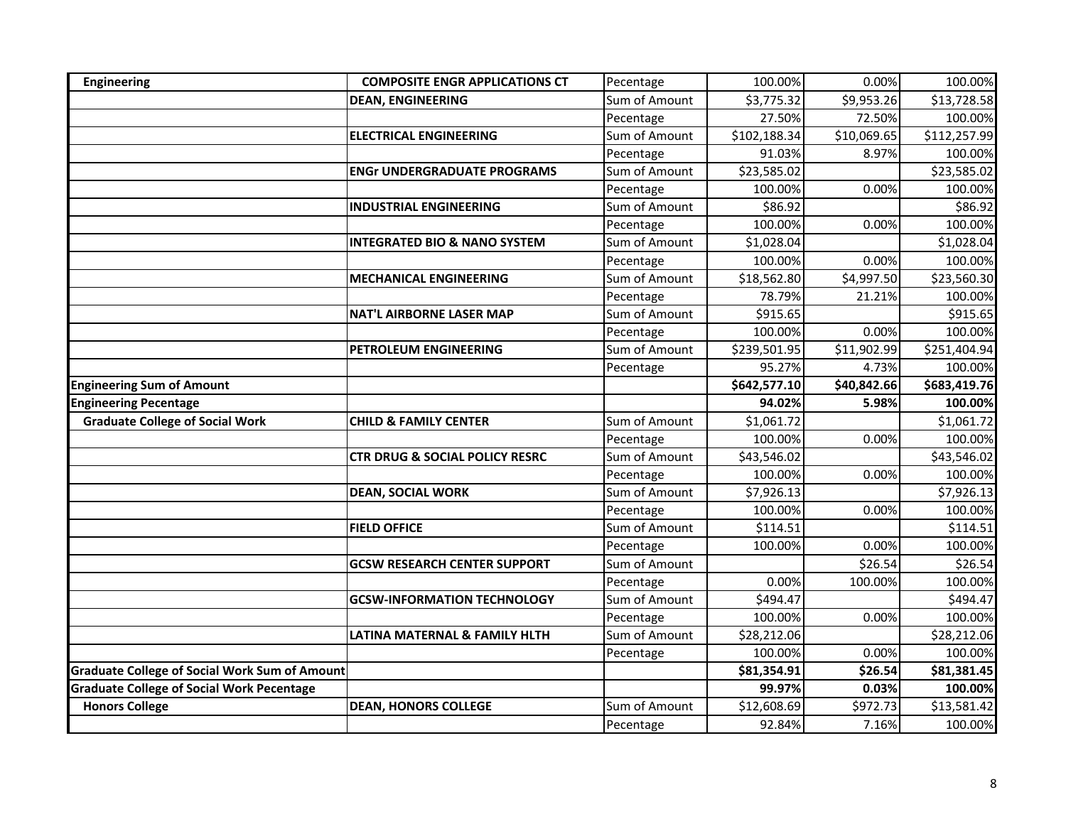| | | | | | |
|---|---|---|---|---|---|
| **Engineering** | **COMPOSITE ENGR APPLICATIONS CT** | Pecentage | 100.00% | 0.00% | 100.00% |
| | **DEAN, ENGINEERING** | Sum of Amount | $3,775.32 | $9,953.26 | $13,728.58 |
| | | Pecentage | 27.50% | 72.50% | 100.00% |
| | **ELECTRICAL ENGINEERING** | Sum of Amount | $102,188.34 | $10,069.65 | $112,257.99 |
| | | Pecentage | 91.03% | 8.97% | 100.00% |
| | **ENGr UNDERGRADUATE PROGRAMS** | Sum of Amount | $23,585.02 | | $23,585.02 |
| | | Pecentage | 100.00% | 0.00% | 100.00% |
| | **INDUSTRIAL ENGINEERING** | Sum of Amount | $86.92 | | $86.92 |
| | | Pecentage | 100.00% | 0.00% | 100.00% |
| | **INTEGRATED BIO & NANO SYSTEM** | Sum of Amount | $1,028.04 | | $1,028.04 |
| | | Pecentage | 100.00% | 0.00% | 100.00% |
| | **MECHANICAL ENGINEERING** | Sum of Amount | $18,562.80 | $4,997.50 | $23,560.30 |
| | | Pecentage | 78.79% | 21.21% | 100.00% |
| | **NAT'L AIRBORNE LASER MAP** | Sum of Amount | $915.65 | | $915.65 |
| | | Pecentage | 100.00% | 0.00% | 100.00% |
| | **PETROLEUM ENGINEERING** | Sum of Amount | $239,501.95 | $11,902.99 | $251,404.94 |
| | | Pecentage | 95.27% | 4.73% | 100.00% |
| **Engineering Sum of Amount** | | | **$642,577.10** | **$40,842.66** | **$683,419.76** |
| **Engineering Pecentage** | | | **94.02%** | **5.98%** | **100.00%** |
| **Graduate College of Social Work** | **CHILD & FAMILY CENTER** | Sum of Amount | $1,061.72 | | $1,061.72 |
| | | Pecentage | 100.00% | 0.00% | 100.00% |
| | **CTR DRUG & SOCIAL POLICY RESRC** | Sum of Amount | $43,546.02 | | $43,546.02 |
| | | Pecentage | 100.00% | 0.00% | 100.00% |
| | **DEAN, SOCIAL WORK** | Sum of Amount | $7,926.13 | | $7,926.13 |
| | | Pecentage | 100.00% | 0.00% | 100.00% |
| | **FIELD OFFICE** | Sum of Amount | $114.51 | | $114.51 |
| | | Pecentage | 100.00% | 0.00% | 100.00% |
| | **GCSW RESEARCH CENTER SUPPORT** | Sum of Amount | | $26.54 | $26.54 |
| | | Pecentage | 0.00% | 100.00% | 100.00% |
| | **GCSW-INFORMATION TECHNOLOGY** | Sum of Amount | $494.47 | | $494.47 |
| | | Pecentage | 100.00% | 0.00% | 100.00% |
| | **LATINA MATERNAL & FAMILY HLTH** | Sum of Amount | $28,212.06 | | $28,212.06 |
| | | Pecentage | 100.00% | 0.00% | 100.00% |
| **Graduate College of Social Work Sum of Amount** | | | **$81,354.91** | **$26.54** | **$81,381.45** |
| **Graduate College of Social Work Pecentage** | | | **99.97%** | **0.03%** | **100.00%** |
| **Honors College** | **DEAN, HONORS COLLEGE** | Sum of Amount | $12,608.69 | $972.73 | $13,581.42 |
| | | Pecentage | 92.84% | 7.16% | 100.00% |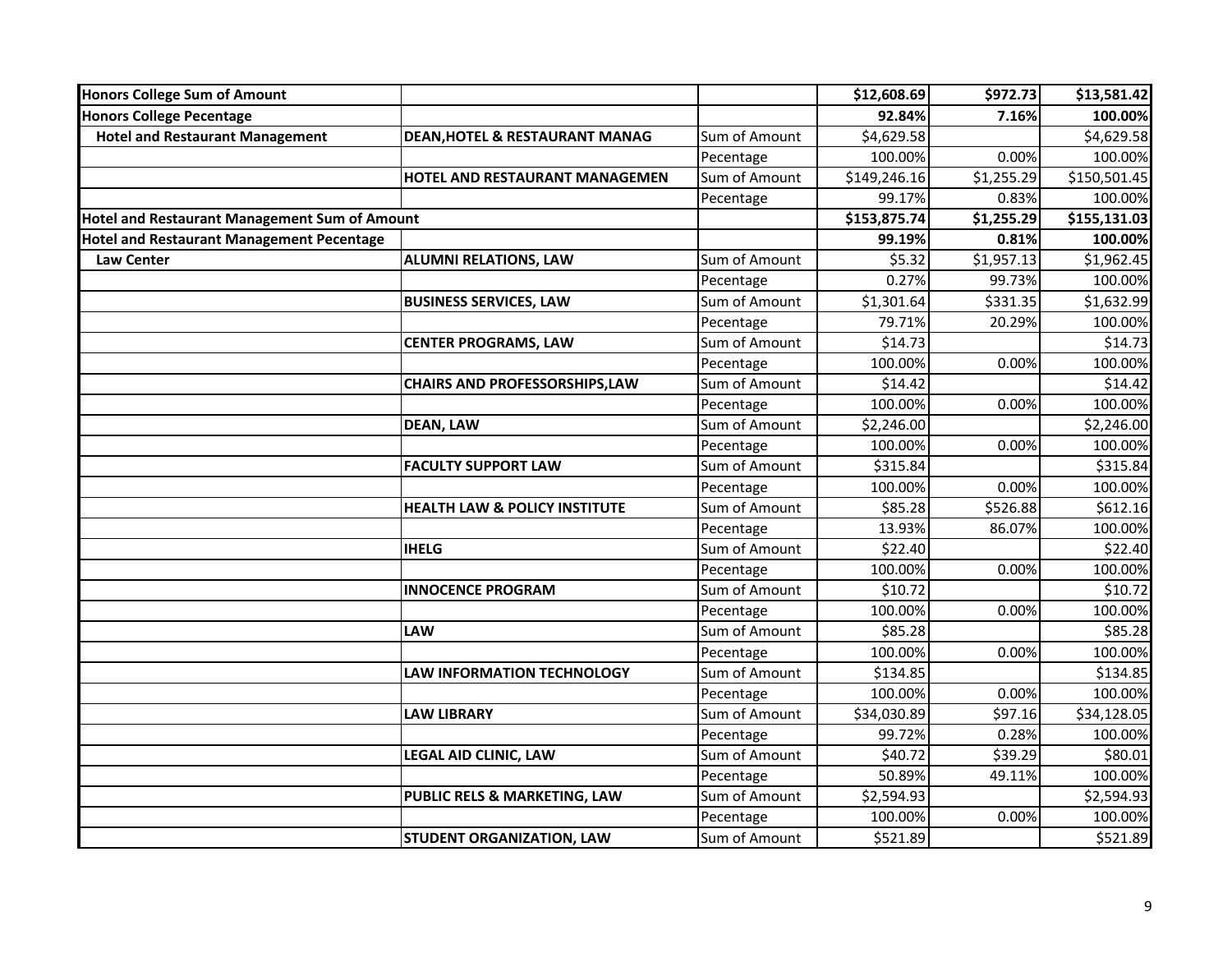| | | | | | |
|---|---|---|---|---|---|
| **Honors College Sum of Amount** | | | **$12,608.69** | **$972.73** | **$13,581.42** |
| **Honors College Pecentage** | | | **92.84%** | **7.16%** | **100.00%** |
| **Hotel and Restaurant Management** | **DEAN,HOTEL & RESTAURANT MANAG** | Sum of Amount | $4,629.58 | | $4,629.58 |
| | | Pecentage | 100.00% | 0.00% | 100.00% |
| | **HOTEL AND RESTAURANT MANAGEMEN** | Sum of Amount | $149,246.16 | $1,255.29 | $150,501.45 |
| | | Pecentage | 99.17% | 0.83% | 100.00% |
| **Hotel and Restaurant Management Sum of Amount** | | | **$153,875.74** | **$1,255.29** | **$155,131.03** |
| **Hotel and Restaurant Management Pecentage** | | | **99.19%** | **0.81%** | **100.00%** |
| **Law Center** | **ALUMNI RELATIONS, LAW** | Sum of Amount | $5.32 | $1,957.13 | $1,962.45 |
| | | Pecentage | 0.27% | 99.73% | 100.00% |
| | **BUSINESS SERVICES, LAW** | Sum of Amount | $1,301.64 | $331.35 | $1,632.99 |
| | | Pecentage | 79.71% | 20.29% | 100.00% |
| | **CENTER PROGRAMS, LAW** | Sum of Amount | $14.73 | | $14.73 |
| | | Pecentage | 100.00% | 0.00% | 100.00% |
| | **CHAIRS AND PROFESSORSHIPS,LAW** | Sum of Amount | $14.42 | | $14.42 |
| | | Pecentage | 100.00% | 0.00% | 100.00% |
| | **DEAN, LAW** | Sum of Amount | $2,246.00 | | $2,246.00 |
| | | Pecentage | 100.00% | 0.00% | 100.00% |
| | **FACULTY SUPPORT LAW** | Sum of Amount | $315.84 | | $315.84 |
| | | Pecentage | 100.00% | 0.00% | 100.00% |
| | **HEALTH LAW & POLICY INSTITUTE** | Sum of Amount | $85.28 | $526.88 | $612.16 |
| | | Pecentage | 13.93% | 86.07% | 100.00% |
| | **IHELG** | Sum of Amount | $22.40 | | $22.40 |
| | | Pecentage | 100.00% | 0.00% | 100.00% |
| | **INNOCENCE PROGRAM** | Sum of Amount | $10.72 | | $10.72 |
| | | Pecentage | 100.00% | 0.00% | 100.00% |
| | **LAW** | Sum of Amount | $85.28 | | $85.28 |
| | | Pecentage | 100.00% | 0.00% | 100.00% |
| | **LAW INFORMATION TECHNOLOGY** | Sum of Amount | $134.85 | | $134.85 |
| | | Pecentage | 100.00% | 0.00% | 100.00% |
| | **LAW LIBRARY** | Sum of Amount | $34,030.89 | $97.16 | $34,128.05 |
| | | Pecentage | 99.72% | 0.28% | 100.00% |
| | **LEGAL AID CLINIC, LAW** | Sum of Amount | $40.72 | $39.29 | $80.01 |
| | | Pecentage | 50.89% | 49.11% | 100.00% |
| | **PUBLIC RELS & MARKETING, LAW** | Sum of Amount | $2,594.93 | | $2,594.93 |
| | | Pecentage | 100.00% | 0.00% | 100.00% |
| | **STUDENT ORGANIZATION, LAW** | Sum of Amount | $521.89 | | $521.89 |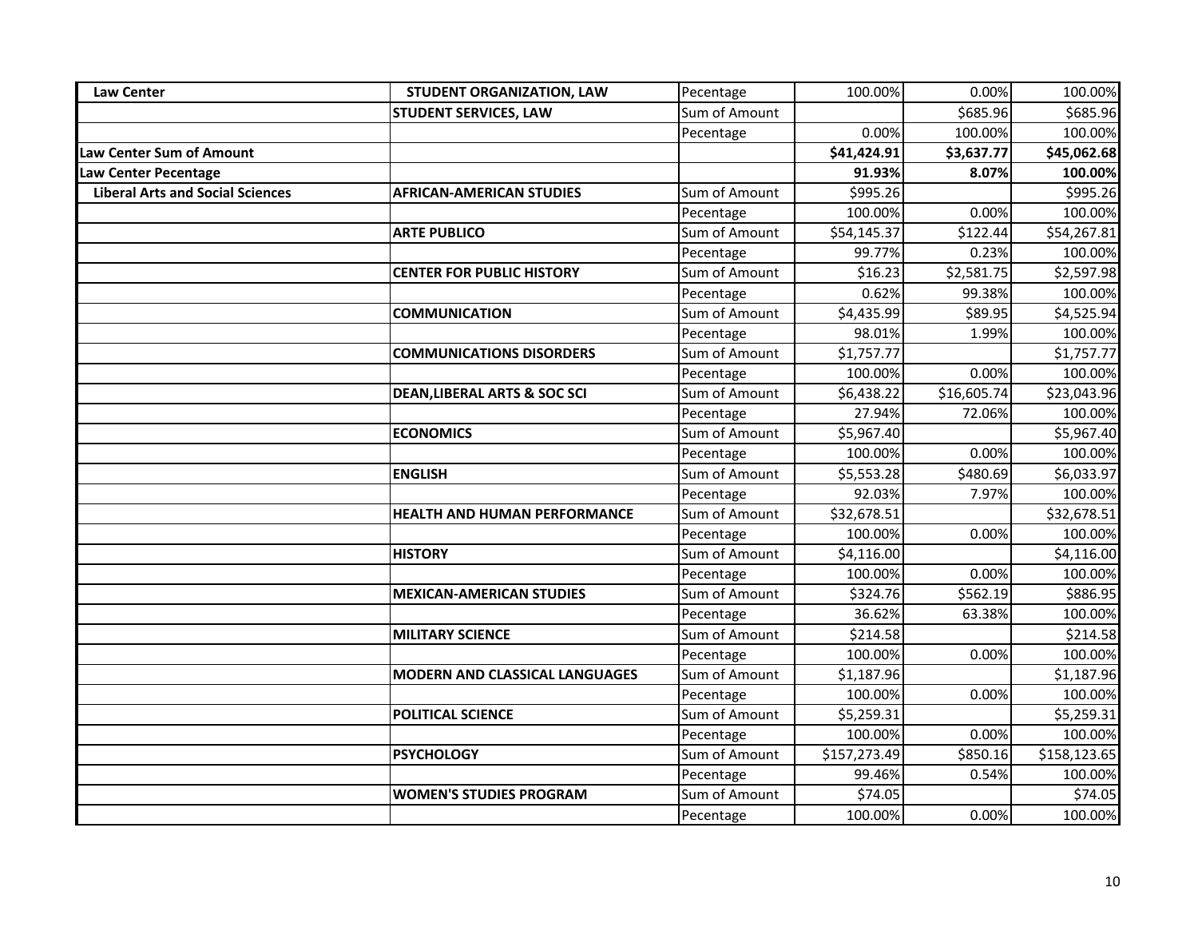| | | | | | |
|---|---|---|---|---|---|
| **Law Center** | **STUDENT ORGANIZATION, LAW** | Pecentage | 100.00% | 0.00% | 100.00% |
| | **STUDENT SERVICES, LAW** | Sum of Amount | | $685.96 | $685.96 |
| | | Pecentage | 0.00% | 100.00% | 100.00% |
| **Law Center Sum of Amount** | | | **$41,424.91** | **$3,637.77** | **$45,062.68** |
| **Law Center Pecentage** | | | **91.93%** | **8.07%** | **100.00%** |
| **Liberal Arts and Social Sciences** | **AFRICAN-AMERICAN STUDIES** | Sum of Amount | $995.26 | | $995.26 |
| | | Pecentage | 100.00% | 0.00% | 100.00% |
| | **ARTE PUBLICO** | Sum of Amount | $54,145.37 | $122.44 | $54,267.81 |
| | | Pecentage | 99.77% | 0.23% | 100.00% |
| | **CENTER FOR PUBLIC HISTORY** | Sum of Amount | $16.23 | $2,581.75 | $2,597.98 |
| | | Pecentage | 0.62% | 99.38% | 100.00% |
| | **COMMUNICATION** | Sum of Amount | $4,435.99 | $89.95 | $4,525.94 |
| | | Pecentage | 98.01% | 1.99% | 100.00% |
| | **COMMUNICATIONS DISORDERS** | Sum of Amount | $1,757.77 | | $1,757.77 |
| | | Pecentage | 100.00% | 0.00% | 100.00% |
| | **DEAN,LIBERAL ARTS & SOC SCI** | Sum of Amount | $6,438.22 | $16,605.74 | $23,043.96 |
| | | Pecentage | 27.94% | 72.06% | 100.00% |
| | **ECONOMICS** | Sum of Amount | $5,967.40 | | $5,967.40 |
| | | Pecentage | 100.00% | 0.00% | 100.00% |
| | **ENGLISH** | Sum of Amount | $5,553.28 | $480.69 | $6,033.97 |
| | | Pecentage | 92.03% | 7.97% | 100.00% |
| | **HEALTH AND HUMAN PERFORMANCE** | Sum of Amount | $32,678.51 | | $32,678.51 |
| | | Pecentage | 100.00% | 0.00% | 100.00% |
| | **HISTORY** | Sum of Amount | $4,116.00 | | $4,116.00 |
| | | Pecentage | 100.00% | 0.00% | 100.00% |
| | **MEXICAN-AMERICAN STUDIES** | Sum of Amount | $324.76 | $562.19 | $886.95 |
| | | Pecentage | 36.62% | 63.38% | 100.00% |
| | **MILITARY SCIENCE** | Sum of Amount | $214.58 | | $214.58 |
| | | Pecentage | 100.00% | 0.00% | 100.00% |
| | **MODERN AND CLASSICAL LANGUAGES** | Sum of Amount | $1,187.96 | | $1,187.96 |
| | | Pecentage | 100.00% | 0.00% | 100.00% |
| | **POLITICAL SCIENCE** | Sum of Amount | $5,259.31 | | $5,259.31 |
| | | Pecentage | 100.00% | 0.00% | 100.00% |
| | **PSYCHOLOGY** | Sum of Amount | $157,273.49 | $850.16 | $158,123.65 |
| | | Pecentage | 99.46% | 0.54% | 100.00% |
| | **WOMEN'S STUDIES PROGRAM** | Sum of Amount | $74.05 | | $74.05 |
| | | Pecentage | 100.00% | 0.00% | 100.00% |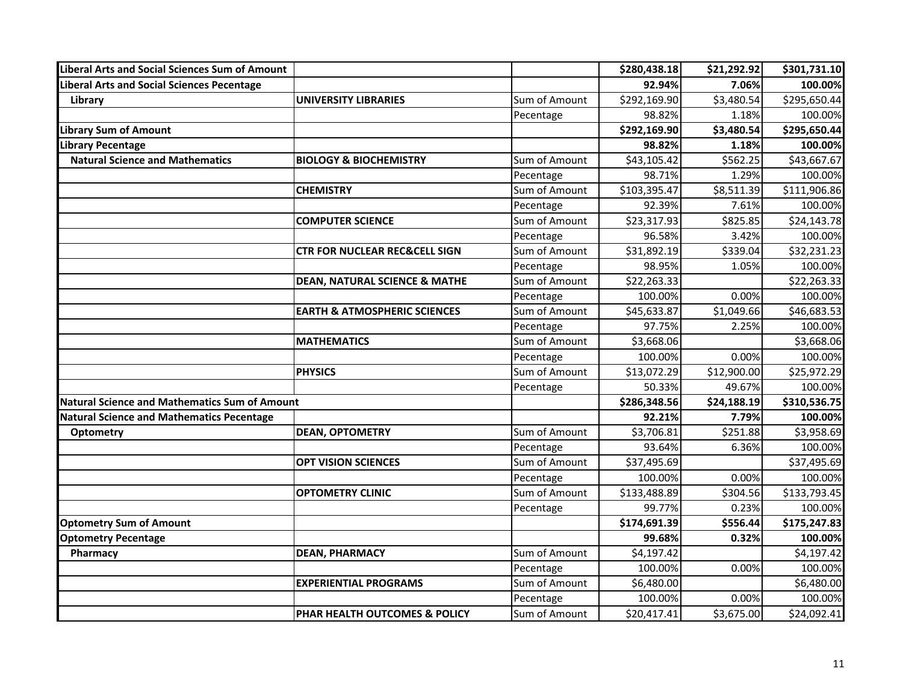| | | | | | |
|---|---|---|---|---|---|
| **Liberal Arts and Social Sciences Sum of Amount** | | | **$280,438.18** | **$21,292.92** | **$301,731.10** |
| **Liberal Arts and Social Sciences Pecentage** | | | **92.94%** | **7.06%** | **100.00%** |
| **Library** | **UNIVERSITY LIBRARIES** | Sum of Amount | $292,169.90 | $3,480.54 | $295,650.44 |
| | | Pecentage | 98.82% | 1.18% | 100.00% |
| **Library Sum of Amount** | | | **$292,169.90** | **$3,480.54** | **$295,650.44** |
| **Library Pecentage** | | | **98.82%** | **1.18%** | **100.00%** |
| **Natural Science and Mathematics** | **BIOLOGY & BIOCHEMISTRY** | Sum of Amount | $43,105.42 | $562.25 | $43,667.67 |
| | | Pecentage | 98.71% | 1.29% | 100.00% |
| | **CHEMISTRY** | Sum of Amount | $103,395.47 | $8,511.39 | $111,906.86 |
| | | Pecentage | 92.39% | 7.61% | 100.00% |
| | **COMPUTER SCIENCE** | Sum of Amount | $23,317.93 | $825.85 | $24,143.78 |
| | | Pecentage | 96.58% | 3.42% | 100.00% |
| | **CTR FOR NUCLEAR REC&CELL SIGN** | Sum of Amount | $31,892.19 | $339.04 | $32,231.23 |
| | | Pecentage | 98.95% | 1.05% | 100.00% |
| | **DEAN, NATURAL SCIENCE & MATHE** | Sum of Amount | $22,263.33 | | $22,263.33 |
| | | Pecentage | 100.00% | 0.00% | 100.00% |
| | **EARTH & ATMOSPHERIC SCIENCES** | Sum of Amount | $45,633.87 | $1,049.66 | $46,683.53 |
| | | Pecentage | 97.75% | 2.25% | 100.00% |
| | **MATHEMATICS** | Sum of Amount | $3,668.06 | | $3,668.06 |
| | | Pecentage | 100.00% | 0.00% | 100.00% |
| | **PHYSICS** | Sum of Amount | $13,072.29 | $12,900.00 | $25,972.29 |
| | | Pecentage | 50.33% | 49.67% | 100.00% |
| **Natural Science and Mathematics Sum of Amount** | | | **$286,348.56** | **$24,188.19** | **$310,536.75** |
| **Natural Science and Mathematics Pecentage** | | | **92.21%** | **7.79%** | **100.00%** |
| **Optometry** | **DEAN, OPTOMETRY** | Sum of Amount | $3,706.81 | $251.88 | $3,958.69 |
| | | Pecentage | 93.64% | 6.36% | 100.00% |
| | **OPT VISION SCIENCES** | Sum of Amount | $37,495.69 | | $37,495.69 |
| | | Pecentage | 100.00% | 0.00% | 100.00% |
| | **OPTOMETRY CLINIC** | Sum of Amount | $133,488.89 | $304.56 | $133,793.45 |
| | | Pecentage | 99.77% | 0.23% | 100.00% |
| **Optometry Sum of Amount** | | | **$174,691.39** | **$556.44** | **$175,247.83** |
| **Optometry Pecentage** | | | **99.68%** | **0.32%** | **100.00%** |
| **Pharmacy** | **DEAN, PHARMACY** | Sum of Amount | $4,197.42 | | $4,197.42 |
| | | Pecentage | 100.00% | 0.00% | 100.00% |
| | **EXPERIENTIAL PROGRAMS** | Sum of Amount | $6,480.00 | | $6,480.00 |
| | | Pecentage | 100.00% | 0.00% | 100.00% |
| | **PHAR HEALTH OUTCOMES & POLICY** | Sum of Amount | $20,417.41 | $3,675.00 | $24,092.41 |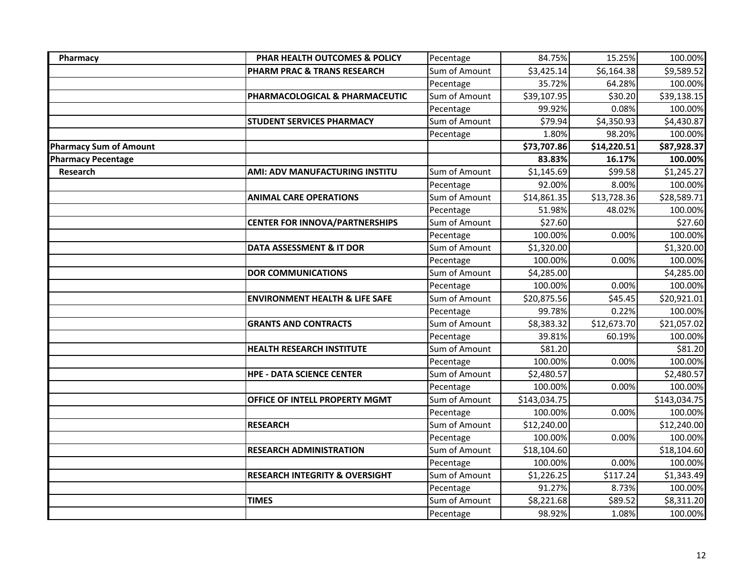| | | | | | |
|---|---|---|---|---|---|
| **Pharmacy** | **PHAR HEALTH OUTCOMES & POLICY** | Pecentage | 84.75% | 15.25% | 100.00% |
| | **PHARM PRAC & TRANS RESEARCH** | Sum of Amount | $3,425.14 | $6,164.38 | $9,589.52 |
| | | Pecentage | 35.72% | 64.28% | 100.00% |
| | **PHARMACOLOGICAL & PHARMACEUTIC** | Sum of Amount | $39,107.95 | $30.20 | $39,138.15 |
| | | Pecentage | 99.92% | 0.08% | 100.00% |
| | **STUDENT SERVICES PHARMACY** | Sum of Amount | $79.94 | $4,350.93 | $4,430.87 |
| | | Pecentage | 1.80% | 98.20% | 100.00% |
| **Pharmacy Sum of Amount** | | | **$73,707.86** | **$14,220.51** | **$87,928.37** |
| **Pharmacy Pecentage** | | | **83.83%** | **16.17%** | **100.00%** |
| **Research** | **AMI: ADV MANUFACTURING INSTITU** | Sum of Amount | $1,145.69 | $99.58 | $1,245.27 |
| | | Pecentage | 92.00% | 8.00% | 100.00% |
| | **ANIMAL CARE OPERATIONS** | Sum of Amount | $14,861.35 | $13,728.36 | $28,589.71 |
| | | Pecentage | 51.98% | 48.02% | 100.00% |
| | **CENTER FOR INNOVA/PARTNERSHIPS** | Sum of Amount | $27.60 | | $27.60 |
| | | Pecentage | 100.00% | 0.00% | 100.00% |
| | **DATA ASSESSMENT & IT DOR** | Sum of Amount | $1,320.00 | | $1,320.00 |
| | | Pecentage | 100.00% | 0.00% | 100.00% |
| | **DOR COMMUNICATIONS** | Sum of Amount | $4,285.00 | | $4,285.00 |
| | | Pecentage | 100.00% | 0.00% | 100.00% |
| | **ENVIRONMENT HEALTH & LIFE SAFE** | Sum of Amount | $20,875.56 | $45.45 | $20,921.01 |
| | | Pecentage | 99.78% | 0.22% | 100.00% |
| | **GRANTS AND CONTRACTS** | Sum of Amount | $8,383.32 | $12,673.70 | $21,057.02 |
| | | Pecentage | 39.81% | 60.19% | 100.00% |
| | **HEALTH RESEARCH INSTITUTE** | Sum of Amount | $81.20 | | $81.20 |
| | | Pecentage | 100.00% | 0.00% | 100.00% |
| | **HPE - DATA SCIENCE CENTER** | Sum of Amount | $2,480.57 | | $2,480.57 |
| | | Pecentage | 100.00% | 0.00% | 100.00% |
| | **OFFICE OF INTELL PROPERTY MGMT** | Sum of Amount | $143,034.75 | | $143,034.75 |
| | | Pecentage | 100.00% | 0.00% | 100.00% |
| | **RESEARCH** | Sum of Amount | $12,240.00 | | $12,240.00 |
| | | Pecentage | 100.00% | 0.00% | 100.00% |
| | **RESEARCH ADMINISTRATION** | Sum of Amount | $18,104.60 | | $18,104.60 |
| | | Pecentage | 100.00% | 0.00% | 100.00% |
| | **RESEARCH INTEGRITY & OVERSIGHT** | Sum of Amount | $1,226.25 | $117.24 | $1,343.49 |
| | | Pecentage | 91.27% | 8.73% | 100.00% |
| | **TIMES** | Sum of Amount | $8,221.68 | $89.52 | $8,311.20 |
| | | Pecentage | 98.92% | 1.08% | 100.00% |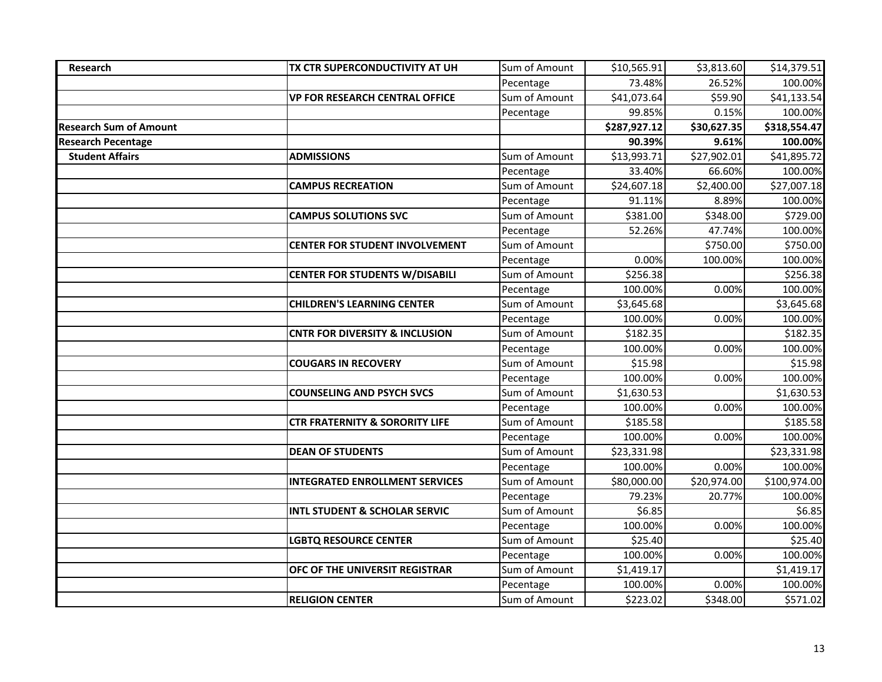| Research | TX CTR SUPERCONDUCTIVITY AT UH | Sum of Amount | $10,565.91 | $3,813.60 | $14,379.51 |
|---|---|---|---|---|---|
| | | Pecentage | 73.48% | 26.52% | 100.00% |
| | VP FOR RESEARCH CENTRAL OFFICE | Sum of Amount | $41,073.64 | $59.90 | $41,133.54 |
| | | Pecentage | 99.85% | 0.15% | 100.00% |
| **Research Sum of Amount** | | | **$287,927.12** | **$30,627.35** | **$318,554.47** |
| **Research Pecentage** | | | **90.39%** | **9.61%** | **100.00%** |
| **Student Affairs** | **ADMISSIONS** | Sum of Amount | $13,993.71 | $27,902.01 | $41,895.72 |
| | | Pecentage | 33.40% | 66.60% | 100.00% |
| | **CAMPUS RECREATION** | Sum of Amount | $24,607.18 | $2,400.00 | $27,007.18 |
| | | Pecentage | 91.11% | 8.89% | 100.00% |
| | **CAMPUS SOLUTIONS SVC** | Sum of Amount | $381.00 | $348.00 | $729.00 |
| | | Pecentage | 52.26% | 47.74% | 100.00% |
| | **CENTER FOR STUDENT INVOLVEMENT** | Sum of Amount | | $750.00 | $750.00 |
| | | Pecentage | 0.00% | 100.00% | 100.00% |
| | **CENTER FOR STUDENTS W/DISABILI** | Sum of Amount | $256.38 | | $256.38 |
| | | Pecentage | 100.00% | 0.00% | 100.00% |
| | **CHILDREN'S LEARNING CENTER** | Sum of Amount | $3,645.68 | | $3,645.68 |
| | | Pecentage | 100.00% | 0.00% | 100.00% |
| | **CNTR FOR DIVERSITY & INCLUSION** | Sum of Amount | $182.35 | | $182.35 |
| | | Pecentage | 100.00% | 0.00% | 100.00% |
| | **COUGARS IN RECOVERY** | Sum of Amount | $15.98 | | $15.98 |
| | | Pecentage | 100.00% | 0.00% | 100.00% |
| | **COUNSELING AND PSYCH SVCS** | Sum of Amount | $1,630.53 | | $1,630.53 |
| | | Pecentage | 100.00% | 0.00% | 100.00% |
| | **CTR FRATERNITY & SORORITY LIFE** | Sum of Amount | $185.58 | | $185.58 |
| | | Pecentage | 100.00% | 0.00% | 100.00% |
| | **DEAN OF STUDENTS** | Sum of Amount | $23,331.98 | | $23,331.98 |
| | | Pecentage | 100.00% | 0.00% | 100.00% |
| | **INTEGRATED ENROLLMENT SERVICES** | Sum of Amount | $80,000.00 | $20,974.00 | $100,974.00 |
| | | Pecentage | 79.23% | 20.77% | 100.00% |
| | **INTL STUDENT & SCHOLAR SERVIC** | Sum of Amount | $6.85 | | $6.85 |
| | | Pecentage | 100.00% | 0.00% | 100.00% |
| | **LGBTQ RESOURCE CENTER** | Sum of Amount | $25.40 | | $25.40 |
| | | Pecentage | 100.00% | 0.00% | 100.00% |
| | **OFC OF THE UNIVERSIT REGISTRAR** | Sum of Amount | $1,419.17 | | $1,419.17 |
| | | Pecentage | 100.00% | 0.00% | 100.00% |
| | **RELIGION CENTER** | Sum of Amount | $223.02 | $348.00 | $571.02 |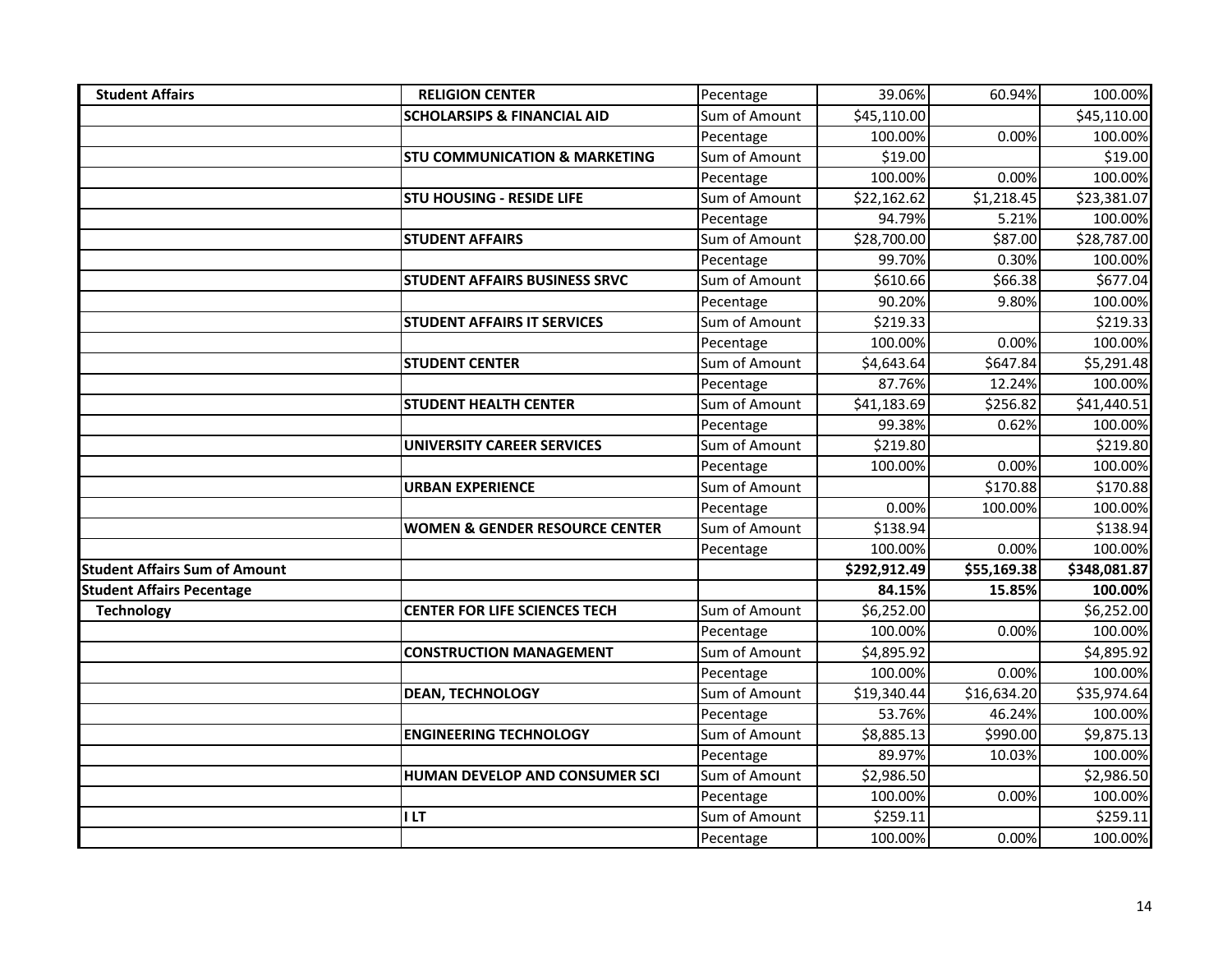| Student Affairs | RELIGION CENTER | Pecentage | 39.06% | 60.94% | 100.00% |
|---|---|---|---|---|---|
| | **SCHOLARSIPS & FINANCIAL AID** | Sum of Amount | $45,110.00 | | $45,110.00 |
| | | Pecentage | 100.00% | 0.00% | 100.00% |
| | **STU COMMUNICATION & MARKETING** | Sum of Amount | $19.00 | | $19.00 |
| | | Pecentage | 100.00% | 0.00% | 100.00% |
| | **STU HOUSING - RESIDE LIFE** | Sum of Amount | $22,162.62 | $1,218.45 | $23,381.07 |
| | | Pecentage | 94.79% | 5.21% | 100.00% |
| | **STUDENT AFFAIRS** | Sum of Amount | $28,700.00 | $87.00 | $28,787.00 |
| | | Pecentage | 99.70% | 0.30% | 100.00% |
| | **STUDENT AFFAIRS BUSINESS SRVC** | Sum of Amount | $610.66 | $66.38 | $677.04 |
| | | Pecentage | 90.20% | 9.80% | 100.00% |
| | **STUDENT AFFAIRS IT SERVICES** | Sum of Amount | $219.33 | | $219.33 |
| | | Pecentage | 100.00% | 0.00% | 100.00% |
| | **STUDENT CENTER** | Sum of Amount | $4,643.64 | $647.84 | $5,291.48 |
| | | Pecentage | 87.76% | 12.24% | 100.00% |
| | **STUDENT HEALTH CENTER** | Sum of Amount | $41,183.69 | $256.82 | $41,440.51 |
| | | Pecentage | 99.38% | 0.62% | 100.00% |
| | **UNIVERSITY CAREER SERVICES** | Sum of Amount | $219.80 | | $219.80 |
| | | Pecentage | 100.00% | 0.00% | 100.00% |
| | **URBAN EXPERIENCE** | Sum of Amount | | $170.88 | $170.88 |
| | | Pecentage | 0.00% | 100.00% | 100.00% |
| | **WOMEN & GENDER RESOURCE CENTER** | Sum of Amount | $138.94 | | $138.94 |
| | | Pecentage | 100.00% | 0.00% | 100.00% |
| **Student Affairs Sum of Amount** | | | **$292,912.49** | **$55,169.38** | **$348,081.87** |
| **Student Affairs Pecentage** | | | **84.15%** | **15.85%** | **100.00%** |
| **Technology** | **CENTER FOR LIFE SCIENCES TECH** | Sum of Amount | $6,252.00 | | $6,252.00 |
| | | Pecentage | 100.00% | 0.00% | 100.00% |
| | **CONSTRUCTION MANAGEMENT** | Sum of Amount | $4,895.92 | | $4,895.92 |
| | | Pecentage | 100.00% | 0.00% | 100.00% |
| | **DEAN, TECHNOLOGY** | Sum of Amount | $19,340.44 | $16,634.20 | $35,974.64 |
| | | Pecentage | 53.76% | 46.24% | 100.00% |
| | **ENGINEERING TECHNOLOGY** | Sum of Amount | $8,885.13 | $990.00 | $9,875.13 |
| | | Pecentage | 89.97% | 10.03% | 100.00% |
| | **HUMAN DEVELOP AND CONSUMER SCI** | Sum of Amount | $2,986.50 | | $2,986.50 |
| | | Pecentage | 100.00% | 0.00% | 100.00% |
| | **I LT** | Sum of Amount | $259.11 | | $259.11 |
| | | Pecentage | 100.00% | 0.00% | 100.00% |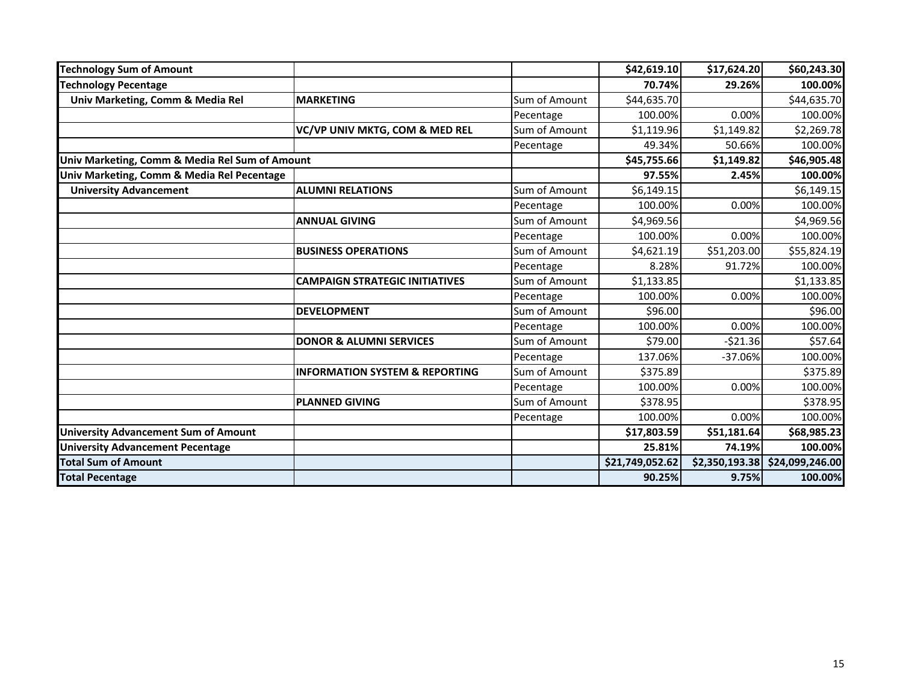| | | | | | |
|---|---|---|---|---|---|
| **Technology Sum of Amount** | | | **$42,619.10** | **$17,624.20** | **$60,243.30** |
| **Technology Pecentage** | | | **70.74%** | **29.26%** | **100.00%** |
| **Univ Marketing, Comm & Media Rel** | **MARKETING** | Sum of Amount | $44,635.70 | | $44,635.70 |
| | | Pecentage | 100.00% | 0.00% | 100.00% |
| | **VC/VP UNIV MKTG, COM & MED REL** | Sum of Amount | $1,119.96 | $1,149.82 | $2,269.78 |
| | | Pecentage | 49.34% | 50.66% | 100.00% |
| **Univ Marketing, Comm & Media Rel Sum of Amount** | | | **$45,755.66** | **$1,149.82** | **$46,905.48** |
| **Univ Marketing, Comm & Media Rel Pecentage** | | | **97.55%** | **2.45%** | **100.00%** |
| **University Advancement** | **ALUMNI RELATIONS** | Sum of Amount | $6,149.15 | | $6,149.15 |
| | | Pecentage | 100.00% | 0.00% | 100.00% |
| | **ANNUAL GIVING** | Sum of Amount | $4,969.56 | | $4,969.56 |
| | | Pecentage | 100.00% | 0.00% | 100.00% |
| | **BUSINESS OPERATIONS** | Sum of Amount | $4,621.19 | $51,203.00 | $55,824.19 |
| | | Pecentage | 8.28% | 91.72% | 100.00% |
| | **CAMPAIGN STRATEGIC INITIATIVES** | Sum of Amount | $1,133.85 | | $1,133.85 |
| | | Pecentage | 100.00% | 0.00% | 100.00% |
| | **DEVELOPMENT** | Sum of Amount | $96.00 | | $96.00 |
| | | Pecentage | 100.00% | 0.00% | 100.00% |
| | **DONOR & ALUMNI SERVICES** | Sum of Amount | $79.00 | -$21.36 | $57.64 |
| | | Pecentage | 137.06% | -37.06% | 100.00% |
| | **INFORMATION SYSTEM & REPORTING** | Sum of Amount | $375.89 | | $375.89 |
| | | Pecentage | 100.00% | 0.00% | 100.00% |
| | **PLANNED GIVING** | Sum of Amount | $378.95 | | $378.95 |
| | | Pecentage | 100.00% | 0.00% | 100.00% |
| **University Advancement Sum of Amount** | | | **$17,803.59** | **$51,181.64** | **$68,985.23** |
| **University Advancement Pecentage** | | | **25.81%** | **74.19%** | **100.00%** |
| **Total Sum of Amount** | | | **$21,749,052.62** | **$2,350,193.38** | **$24,099,246.00** |
| **Total Pecentage** | | | **90.25%** | **9.75%** | **100.00%** |